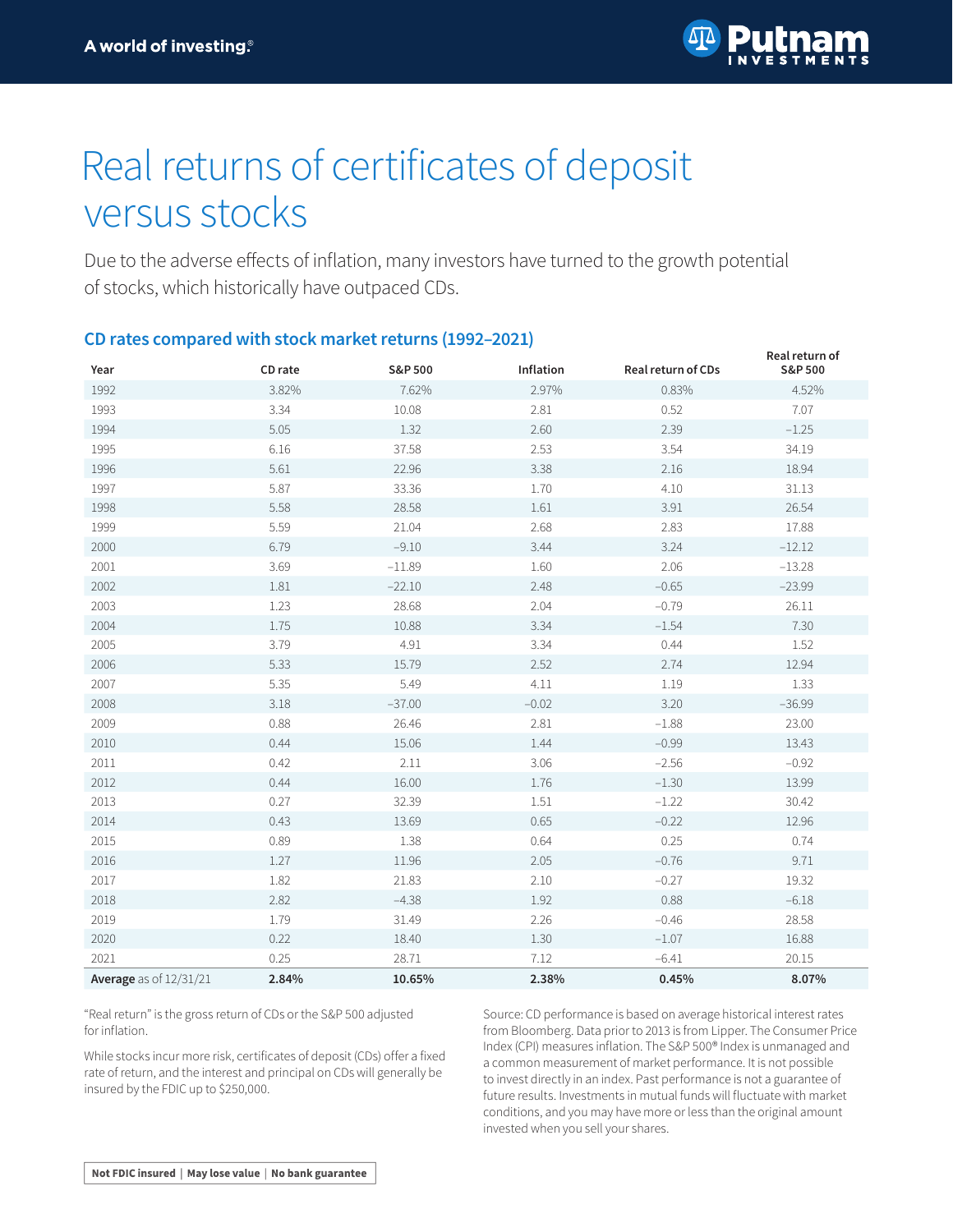A world of investing.®

# Real returns of certificates of deposit versus stocks

Due to the adverse effects of inflation, many investors have turned to the growth potential of stocks, which historically have outpaced CDs.

## CD rates compared with stock market returns (1992–2021)

| Year | CD rate | S&P 500 | Inflation | Real return of CDs | Real return of S&P 500 |
|---|---|---|---|---|---|
| 1992 | 3.82% | 7.62% | 2.97% | 0.83% | 4.52% |
| 1993 | 3.34 | 10.08 | 2.81 | 0.52 | 7.07 |
| 1994 | 5.05 | 1.32 | 2.60 | 2.39 | –1.25 |
| 1995 | 6.16 | 37.58 | 2.53 | 3.54 | 34.19 |
| 1996 | 5.61 | 22.96 | 3.38 | 2.16 | 18.94 |
| 1997 | 5.87 | 33.36 | 1.70 | 4.10 | 31.13 |
| 1998 | 5.58 | 28.58 | 1.61 | 3.91 | 26.54 |
| 1999 | 5.59 | 21.04 | 2.68 | 2.83 | 17.88 |
| 2000 | 6.79 | –9.10 | 3.44 | 3.24 | –12.12 |
| 2001 | 3.69 | –11.89 | 1.60 | 2.06 | –13.28 |
| 2002 | 1.81 | –22.10 | 2.48 | –0.65 | –23.99 |
| 2003 | 1.23 | 28.68 | 2.04 | –0.79 | 26.11 |
| 2004 | 1.75 | 10.88 | 3.34 | –1.54 | 7.30 |
| 2005 | 3.79 | 4.91 | 3.34 | 0.44 | 1.52 |
| 2006 | 5.33 | 15.79 | 2.52 | 2.74 | 12.94 |
| 2007 | 5.35 | 5.49 | 4.11 | 1.19 | 1.33 |
| 2008 | 3.18 | –37.00 | –0.02 | 3.20 | –36.99 |
| 2009 | 0.88 | 26.46 | 2.81 | –1.88 | 23.00 |
| 2010 | 0.44 | 15.06 | 1.44 | –0.99 | 13.43 |
| 2011 | 0.42 | 2.11 | 3.06 | –2.56 | –0.92 |
| 2012 | 0.44 | 16.00 | 1.76 | –1.30 | 13.99 |
| 2013 | 0.27 | 32.39 | 1.51 | –1.22 | 30.42 |
| 2014 | 0.43 | 13.69 | 0.65 | –0.22 | 12.96 |
| 2015 | 0.89 | 1.38 | 0.64 | 0.25 | 0.74 |
| 2016 | 1.27 | 11.96 | 2.05 | –0.76 | 9.71 |
| 2017 | 1.82 | 21.83 | 2.10 | –0.27 | 19.32 |
| 2018 | 2.82 | –4.38 | 1.92 | 0.88 | –6.18 |
| 2019 | 1.79 | 31.49 | 2.26 | –0.46 | 28.58 |
| 2020 | 0.22 | 18.40 | 1.30 | –1.07 | 16.88 |
| 2021 | 0.25 | 28.71 | 7.12 | –6.41 | 20.15 |
| **Average** as of 12/31/21 | **2.84%** | **10.65%** | **2.38%** | **0.45%** | **8.07%** |

"Real return" is the gross return of CDs or the S&P 500 adjusted for inflation.

While stocks incur more risk, certificates of deposit (CDs) offer a fixed rate of return, and the interest and principal on CDs will generally be insured by the FDIC up to $250,000.

Source: CD performance is based on average historical interest rates from Bloomberg. Data prior to 2013 is from Lipper. The Consumer Price Index (CPI) measures inflation. The S&P 500® Index is unmanaged and a common measurement of market performance. It is not possible to invest directly in an index. Past performance is not a guarantee of future results. Investments in mutual funds will fluctuate with market conditions, and you may have more or less than the original amount invested when you sell your shares.

**Not FDIC insured | May lose value | No bank guarantee**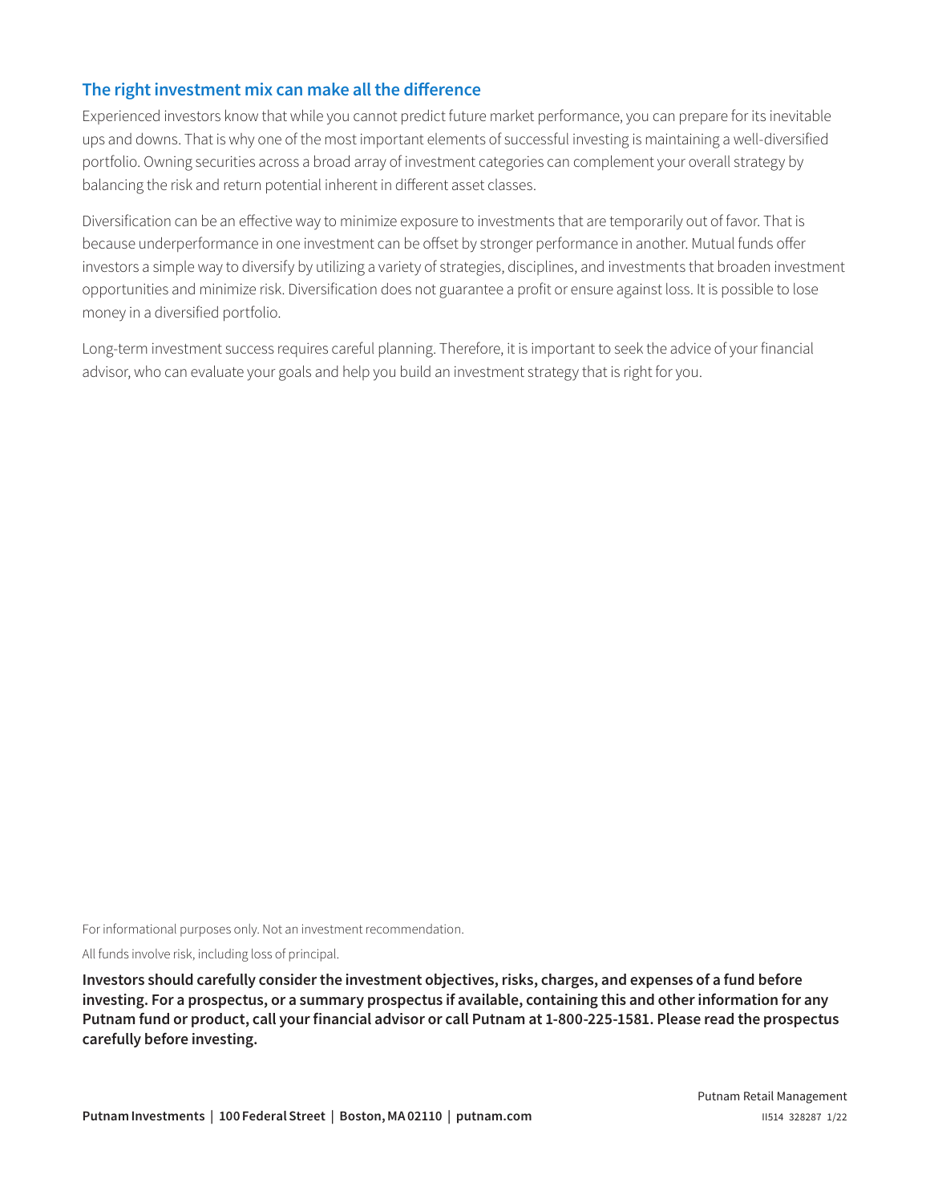## The right investment mix can make all the difference

Experienced investors know that while you cannot predict future market performance, you can prepare for its inevitable ups and downs. That is why one of the most important elements of successful investing is maintaining a well-diversified portfolio. Owning securities across a broad array of investment categories can complement your overall strategy by balancing the risk and return potential inherent in different asset classes.

Diversification can be an effective way to minimize exposure to investments that are temporarily out of favor. That is because underperformance in one investment can be offset by stronger performance in another. Mutual funds offer investors a simple way to diversify by utilizing a variety of strategies, disciplines, and investments that broaden investment opportunities and minimize risk. Diversification does not guarantee a profit or ensure against loss. It is possible to lose money in a diversified portfolio.

Long-term investment success requires careful planning. Therefore, it is important to seek the advice of your financial advisor, who can evaluate your goals and help you build an investment strategy that is right for you.

For informational purposes only. Not an investment recommendation.

All funds involve risk, including loss of principal.

**Investors should carefully consider the investment objectives, risks, charges, and expenses of a fund before investing. For a prospectus, or a summary prospectus if available, containing this and other information for any Putnam fund or product, call your financial advisor or call Putnam at 1-800-225-1581. Please read the prospectus carefully before investing.**

Putnam Retail Management

**Putnam Investments | 100 Federal Street | Boston, MA 02110 | putnam.com**

II514 328287 1/22